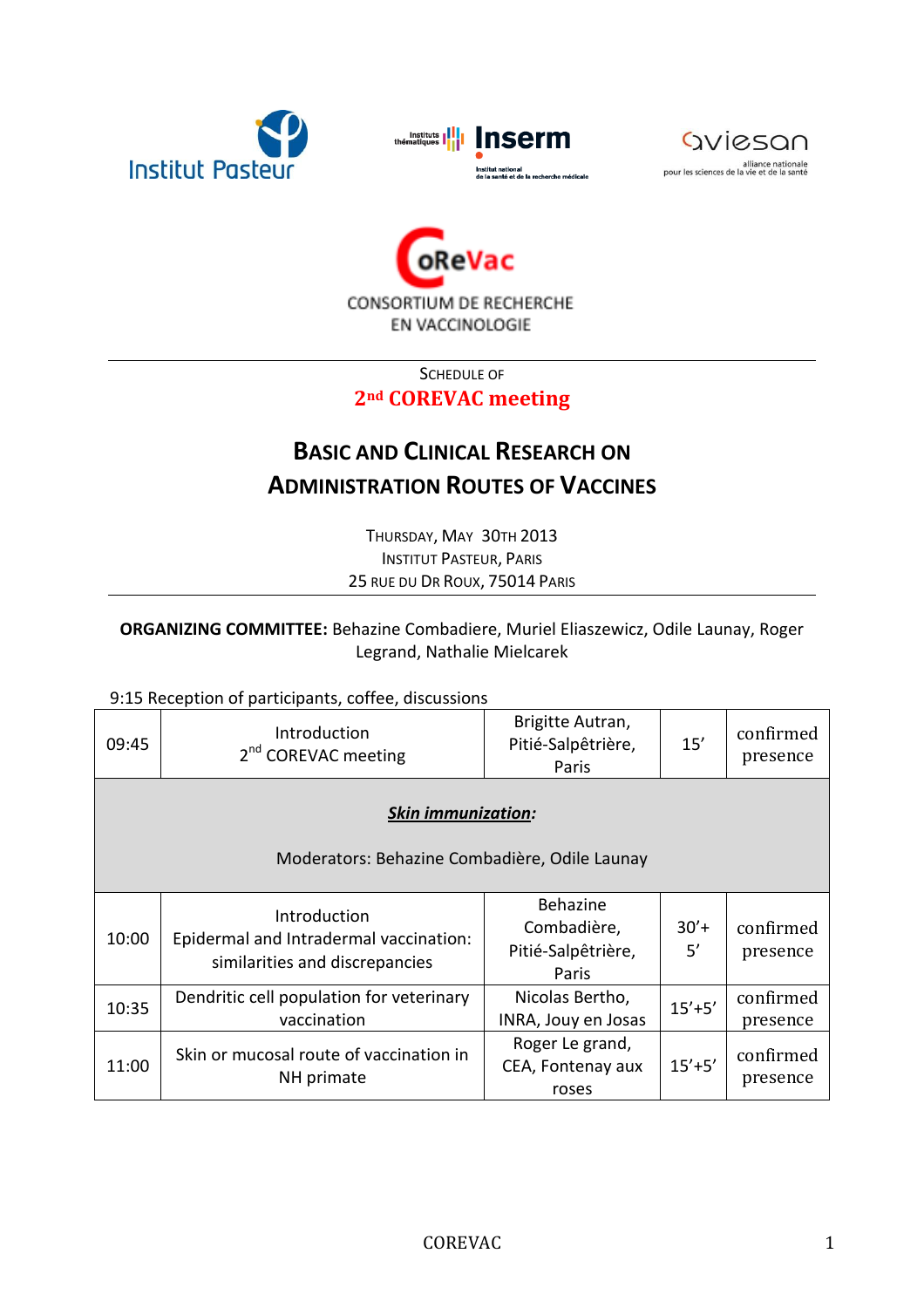Institut Pasteur — Inserm (Instituts thématiques; Institut national de la santé et de la recherche médicale) — aviesan (alliance nationale pour les sciences de la vie et de la santé)

CoReVac

CONSORTIUM DE RECHERCHE EN VACCINOLOGIE

---

SCHEDULE OF

## 2nd COREVAC meeting

# BASIC AND CLINICAL RESEARCH ON ADMINISTRATION ROUTES OF VACCINES

THURSDAY, MAY 30TH 2013

INSTITUT PASTEUR, PARIS

25 RUE DU DR ROUX, 75014 PARIS

---

**ORGANIZING COMMITTEE:** Behazine Combadiere, Muriel Eliaszewicz, Odile Launay, Roger Legrand, Nathalie Mielcarek

9:15 Reception of participants, coffee, discussions

| | | | | |
|---|---|---|---|---|
| 09:45 | Introduction 2nd COREVAC meeting | Brigitte Autran, Pitié-Salpêtrière, Paris | 15’ | confirmed presence |
| | ***Skin immunization:*** Moderators: Behazine Combadière, Odile Launay | | | |
| 10:00 | Introduction Epidermal and Intradermal vaccination: similarities and discrepancies | Behazine Combadière, Pitié-Salpêtrière, Paris | 30’+ 5’ | confirmed presence |
| 10:35 | Dendritic cell population for veterinary vaccination | Nicolas Bertho, INRA, Jouy en Josas | 15’+5’ | confirmed presence |
| 11:00 | Skin or mucosal route of vaccination in NH primate | Roger Le grand, CEA, Fontenay aux roses | 15’+5’ | confirmed presence |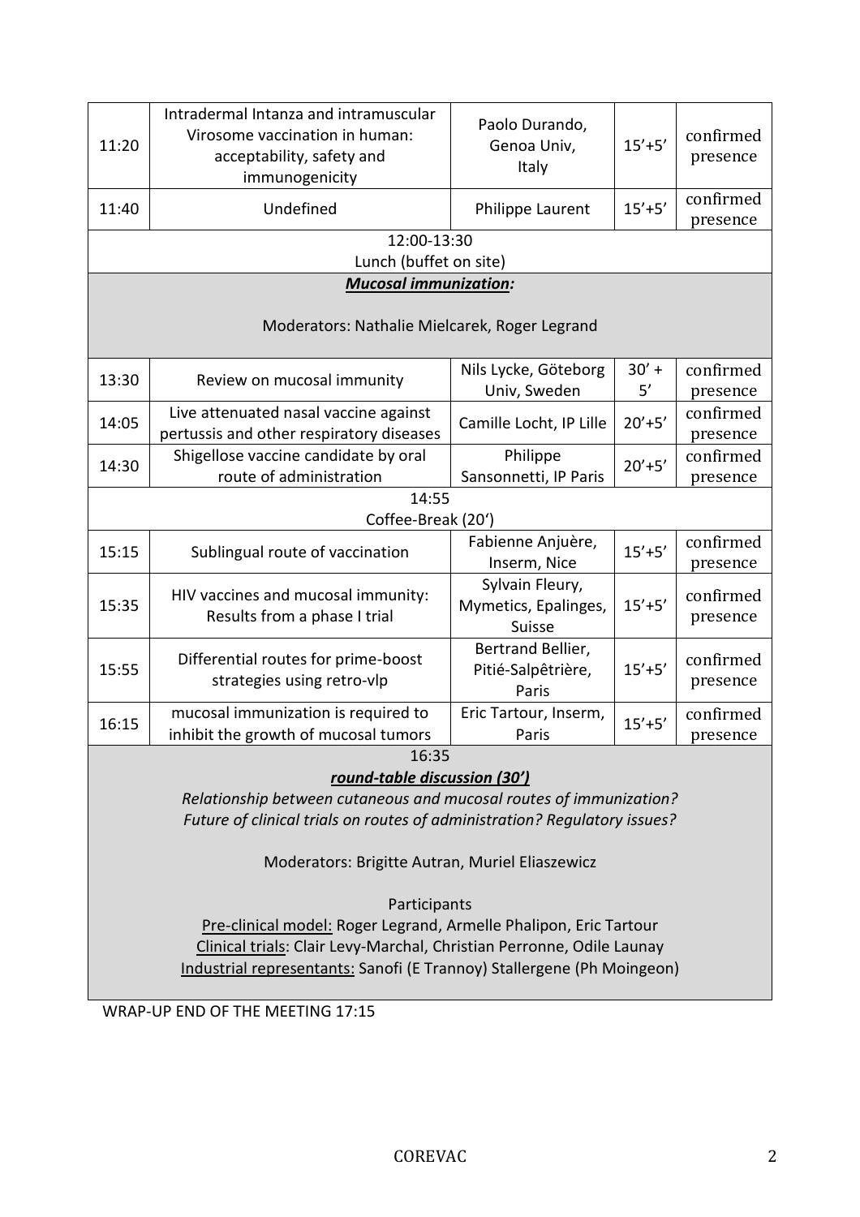| | | | | |
|---|---|---|---|---|
| 11:20 | Intradermal Intanza and intramuscular Virosome vaccination in human: acceptability, safety and immunogenicity | Paolo Durando, Genoa Univ, Italy | 15’+5’ | confirmed presence |
| 11:40 | Undefined | Philippe Laurent | 15’+5’ | confirmed presence |
| 12:00-13:30<br>Lunch (buffet on site) | | | | |
| ***Mucosal immunization:***<br><br>Moderators: Nathalie Mielcarek, Roger Legrand | | | | |
| 13:30 | Review on mucosal immunity | Nils Lycke, Göteborg Univ, Sweden | 30’ + 5’ | confirmed presence |
| 14:05 | Live attenuated nasal vaccine against pertussis and other respiratory diseases | Camille Locht, IP Lille | 20’+5’ | confirmed presence |
| 14:30 | Shigellose vaccine candidate by oral route of administration | Philippe Sansonnetti, IP Paris | 20’+5’ | confirmed presence |
| 14:55<br>Coffee-Break (20‘) | | | | |
| 15:15 | Sublingual route of vaccination | Fabienne Anjuère, Inserm, Nice | 15’+5’ | confirmed presence |
| 15:35 | HIV vaccines and mucosal immunity: Results from a phase I trial | Sylvain Fleury, Mymetics, Epalinges, Suisse | 15’+5’ | confirmed presence |
| 15:55 | Differential routes for prime-boost strategies using retro-vlp | Bertrand Bellier, Pitié-Salpêtrière, Paris | 15’+5’ | confirmed presence |
| 16:15 | mucosal immunization is required to inhibit the growth of mucosal tumors | Eric Tartour, Inserm, Paris | 15’+5’ | confirmed presence |
| 16:35<br>***round-table discussion (30’)***<br>*Relationship between cutaneous and mucosal routes of immunization? Future of clinical trials on routes of administration? Regulatory issues?*<br><br>Moderators: Brigitte Autran, Muriel Eliaszewicz<br><br>Participants<br>Pre-clinical model: Roger Legrand, Armelle Phalipon, Eric Tartour<br>Clinical trials: Clair Levy-Marchal, Christian Perronne, Odile Launay<br>Industrial representants: Sanofi (E Trannoy) Stallergene (Ph Moingeon) | | | | |

WRAP-UP END OF THE MEETING 17:15